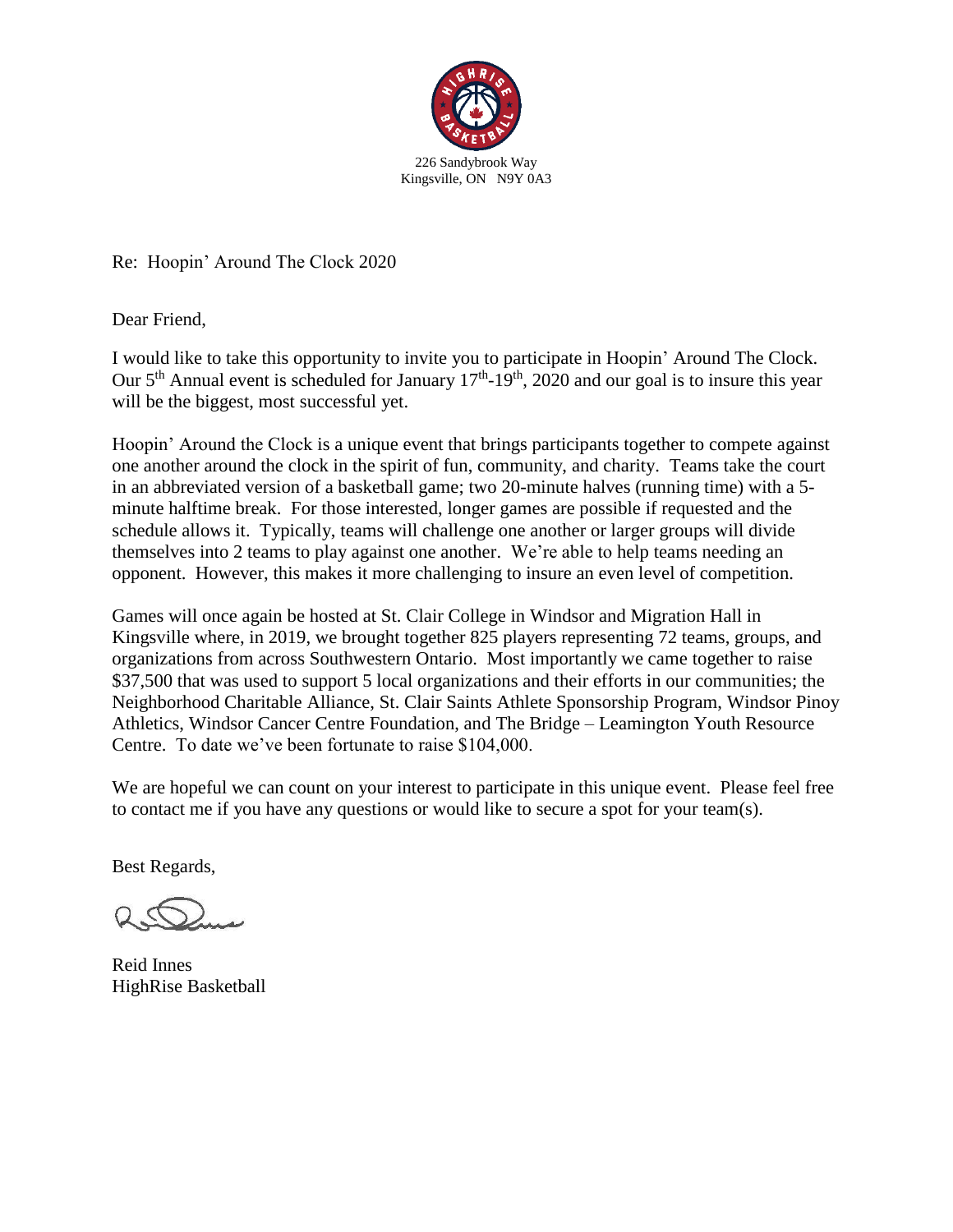226 Sandybrook Way
Kingsville, ON N9Y 0A3

Re: Hoopin' Around The Clock 2020

Dear Friend,

I would like to take this opportunity to invite you to participate in Hoopin' Around The Clock. Our 5th Annual event is scheduled for January 17th-19th, 2020 and our goal is to insure this year will be the biggest, most successful yet.

Hoopin' Around the Clock is a unique event that brings participants together to compete against one another around the clock in the spirit of fun, community, and charity. Teams take the court in an abbreviated version of a basketball game; two 20-minute halves (running time) with a 5-minute halftime break. For those interested, longer games are possible if requested and the schedule allows it. Typically, teams will challenge one another or larger groups will divide themselves into 2 teams to play against one another. We're able to help teams needing an opponent. However, this makes it more challenging to insure an even level of competition.

Games will once again be hosted at St. Clair College in Windsor and Migration Hall in Kingsville where, in 2019, we brought together 825 players representing 72 teams, groups, and organizations from across Southwestern Ontario. Most importantly we came together to raise $37,500 that was used to support 5 local organizations and their efforts in our communities; the Neighborhood Charitable Alliance, St. Clair Saints Athlete Sponsorship Program, Windsor Pinoy Athletics, Windsor Cancer Centre Foundation, and The Bridge – Leamington Youth Resource Centre. To date we've been fortunate to raise $104,000.

We are hopeful we can count on your interest to participate in this unique event. Please feel free to contact me if you have any questions or would like to secure a spot for your team(s).

Best Regards,

Reid Innes
HighRise Basketball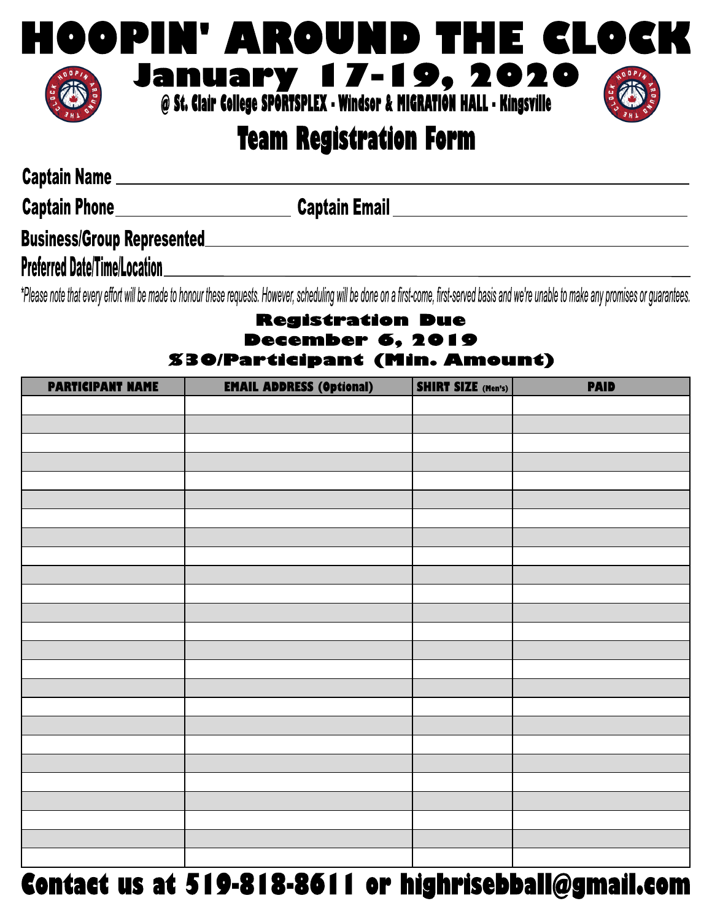# HOOPIN' AROUND THE CLOCK

## January 17-19, 2020

@ St. Clair College SPORTSPLEX - Windsor & MIGRATION HALL - Kingsville

## Team Registration Form

**Captain Name** ______________________________

**Captain Phone** ______________ **Captain Email** ______________________

**Business/Group Represented** ______________________________

**Preferred Date/Time/Location** ______________________________

*\*Please note that every effort will be made to honour these requests. However, scheduling will be done on a first-come, first-served basis and we're unable to make any promises or guarantees.*

**Registration Due**
**December 6, 2019**
**$30/Participant (Min. Amount)**

| PARTICIPANT NAME | EMAIL ADDRESS (Optional) | SHIRT SIZE (Men's) | PAID |
|---|---|---|---|
| | | | |
| | | | |
| | | | |
| | | | |
| | | | |
| | | | |
| | | | |
| | | | |
| | | | |
| | | | |
| | | | |
| | | | |
| | | | |
| | | | |
| | | | |
| | | | |
| | | | |
| | | | |
| | | | |
| | | | |
| | | | |
| | | | |
| | | | |
| | | | |
| | | | |

**Contact us at 519-818-8611 or highrisebball@gmail.com**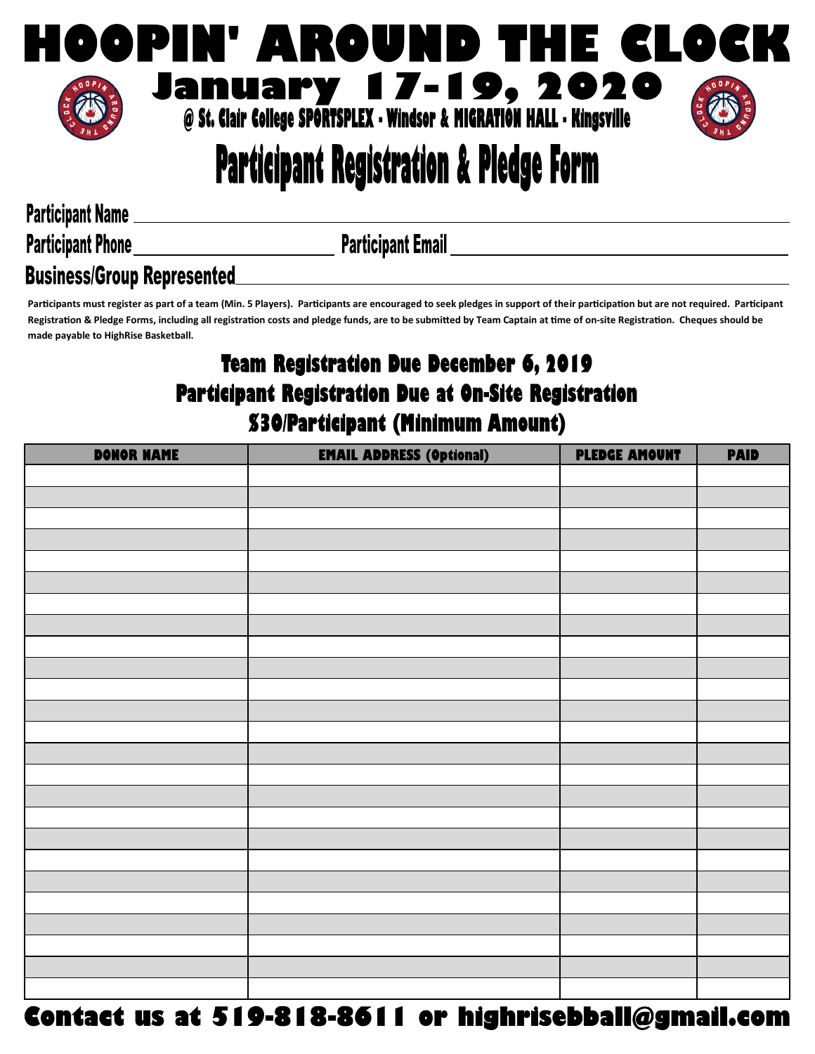# HOOPIN' AROUND THE CLOCK

## January 17-19, 2020

@ St. Clair College SPORTSPLEX - Windsor & MIGRATION HALL - Kingsville

# Participant Registration & Pledge Form

**Participant Name** ______________________________

**Participant Phone** ______________________ **Participant Email** ______________________

**Business/Group Represented** ______________________________

**Participants must register as part of a team (Min. 5 Players). Participants are encouraged to seek pledges in support of their participation but are not required. Participant Registration & Pledge Forms, including all registration costs and pledge funds, are to be submitted by Team Captain at time of on-site Registration. Cheques should be made payable to HighRise Basketball.**

## Team Registration Due December 6, 2019

## Participant Registration Due at On-Site Registration

## $30/Participant (Minimum Amount)

| DONOR NAME | EMAIL ADDRESS (Optional) | PLEDGE AMOUNT | PAID |
|---|---|---|---|
| | | | |
| | | | |
| | | | |
| | | | |
| | | | |
| | | | |
| | | | |
| | | | |
| | | | |
| | | | |
| | | | |
| | | | |
| | | | |
| | | | |
| | | | |
| | | | |
| | | | |
| | | | |
| | | | |
| | | | |
| | | | |
| | | | |
| | | | |
| | | | |
| | | | |

**Contact us at 519-818-8611 or highrisebball@gmail.com**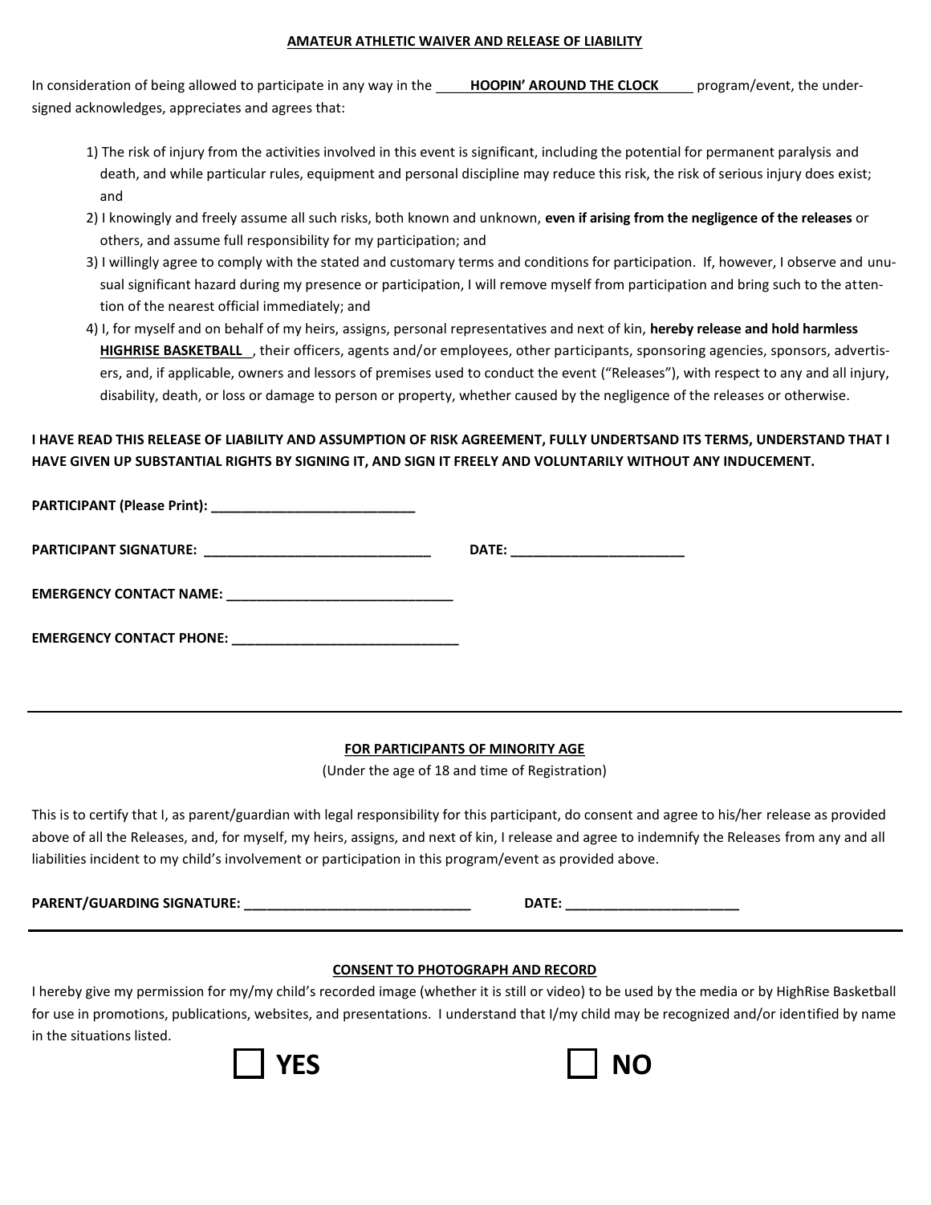## AMATEUR ATHLETIC WAIVER AND RELEASE OF LIABILITY

In consideration of being allowed to participate in any way in the ____**HOOPIN' AROUND THE CLOCK**____ program/event, the under-signed acknowledges, appreciates and agrees that:

1) The risk of injury from the activities involved in this event is significant, including the potential for permanent paralysis and death, and while particular rules, equipment and personal discipline may reduce this risk, the risk of serious injury does exist; and
2) I knowingly and freely assume all such risks, both known and unknown, **even if arising from the negligence of the releases** or others, and assume full responsibility for my participation; and
3) I willingly agree to comply with the stated and customary terms and conditions for participation. If, however, I observe and unusual significant hazard during my presence or participation, I will remove myself from participation and bring such to the attention of the nearest official immediately; and
4) I, for myself and on behalf of my heirs, assigns, personal representatives and next of kin, **hereby release and hold harmless** **HIGHRISE BASKETBALL** , their officers, agents and/or employees, other participants, sponsoring agencies, sponsors, advertisers, and, if applicable, owners and lessors of premises used to conduct the event ("Releases"), with respect to any and all injury, disability, death, or loss or damage to person or property, whether caused by the negligence of the releases or otherwise.

**I HAVE READ THIS RELEASE OF LIABILITY AND ASSUMPTION OF RISK AGREEMENT, FULLY UNDERTSAND ITS TERMS, UNDERSTAND THAT I HAVE GIVEN UP SUBSTANTIAL RIGHTS BY SIGNING IT, AND SIGN IT FREELY AND VOLUNTARILY WITHOUT ANY INDUCEMENT.**

**PARTICIPANT (Please Print):** ___________________________

**PARTICIPANT SIGNATURE:** ______________________________ **DATE:** _______________________

**EMERGENCY CONTACT NAME:** ______________________________

**EMERGENCY CONTACT PHONE:** ______________________________

---

## FOR PARTICIPANTS OF MINORITY AGE

(Under the age of 18 and time of Registration)

This is to certify that I, as parent/guardian with legal responsibility for this participant, do consent and agree to his/her release as provided above of all the Releases, and, for myself, my heirs, assigns, and next of kin, I release and agree to indemnify the Releases from any and all liabilities incident to my child's involvement or participation in this program/event as provided above.

**PARENT/GUARDING SIGNATURE:** ______________________________ **DATE:** _______________________

---

## CONSENT TO PHOTOGRAPH AND RECORD

I hereby give my permission for my/my child's recorded image (whether it is still or video) to be used by the media or by HighRise Basketball for use in promotions, publications, websites, and presentations. I understand that I/my child may be recognized and/or identified by name in the situations listed.

☐ **YES** ☐ **NO**